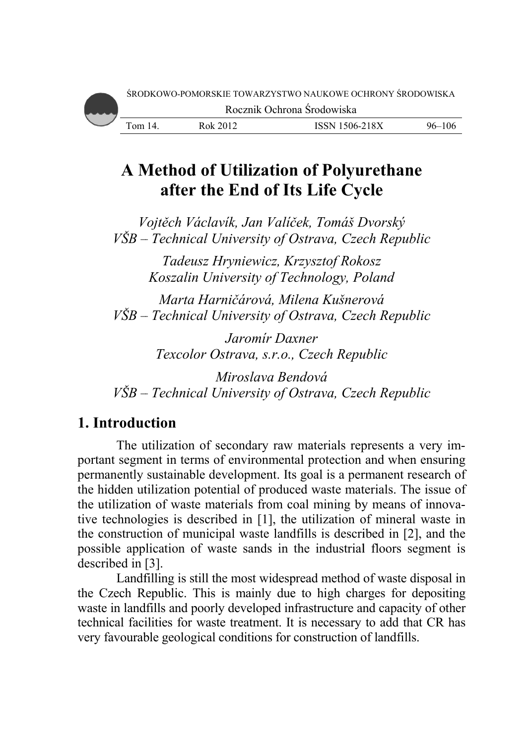# A Method of Utilization of Polyurethane after the End of Its Life Cycle

*Vojtěch Václavík, Jan Valíček, Tomáš Dvorský*
*VŠB – Technical University of Ostrava, Czech Republic*

*Tadeusz Hryniewicz, Krzysztof Rokosz*
*Koszalin University of Technology, Poland*

*Marta Harničárová, Milena Kušnerová*
*VŠB – Technical University of Ostrava, Czech Republic*

*Jaromír Daxner*
*Texcolor Ostrava, s.r.o., Czech Republic*

*Miroslava Bendová*
*VŠB – Technical University of Ostrava, Czech Republic*

## 1. Introduction

The utilization of secondary raw materials represents a very important segment in terms of environmental protection and when ensuring permanently sustainable development. Its goal is a permanent research of the hidden utilization potential of produced waste materials. The issue of the utilization of waste materials from coal mining by means of innovative technologies is described in [1], the utilization of mineral waste in the construction of municipal waste landfills is described in [2], and the possible application of waste sands in the industrial floors segment is described in [3].

Landfilling is still the most widespread method of waste disposal in the Czech Republic. This is mainly due to high charges for depositing waste in landfills and poorly developed infrastructure and capacity of other technical facilities for waste treatment. It is necessary to add that CR has very favourable geological conditions for construction of landfills.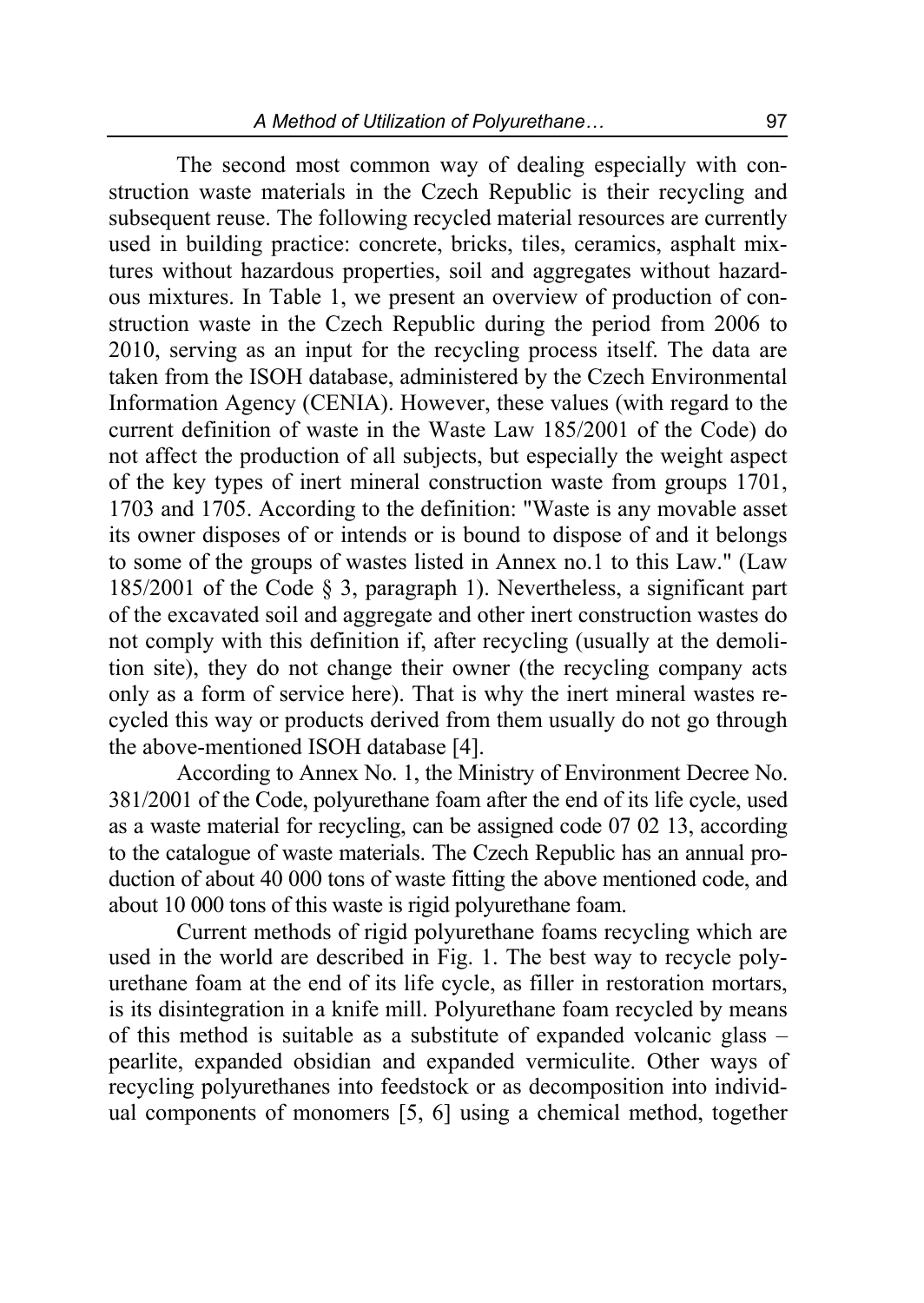The second most common way of dealing especially with construction waste materials in the Czech Republic is their recycling and subsequent reuse. The following recycled material resources are currently used in building practice: concrete, bricks, tiles, ceramics, asphalt mixtures without hazardous properties, soil and aggregates without hazardous mixtures. In Table 1, we present an overview of production of construction waste in the Czech Republic during the period from 2006 to 2010, serving as an input for the recycling process itself. The data are taken from the ISOH database, administered by the Czech Environmental Information Agency (CENIA). However, these values (with regard to the current definition of waste in the Waste Law 185/2001 of the Code) do not affect the production of all subjects, but especially the weight aspect of the key types of inert mineral construction waste from groups 1701, 1703 and 1705. According to the definition: "Waste is any movable asset its owner disposes of or intends or is bound to dispose of and it belongs to some of the groups of wastes listed in Annex no.1 to this Law." (Law 185/2001 of the Code § 3, paragraph 1). Nevertheless, a significant part of the excavated soil and aggregate and other inert construction wastes do not comply with this definition if, after recycling (usually at the demolition site), they do not change their owner (the recycling company acts only as a form of service here). That is why the inert mineral wastes recycled this way or products derived from them usually do not go through the above-mentioned ISOH database [4].

According to Annex No. 1, the Ministry of Environment Decree No. 381/2001 of the Code, polyurethane foam after the end of its life cycle, used as a waste material for recycling, can be assigned code 07 02 13, according to the catalogue of waste materials. The Czech Republic has an annual production of about 40 000 tons of waste fitting the above mentioned code, and about 10 000 tons of this waste is rigid polyurethane foam.

Current methods of rigid polyurethane foams recycling which are used in the world are described in Fig. 1. The best way to recycle polyurethane foam at the end of its life cycle, as filler in restoration mortars, is its disintegration in a knife mill. Polyurethane foam recycled by means of this method is suitable as a substitute of expanded volcanic glass – pearlite, expanded obsidian and expanded vermiculite. Other ways of recycling polyurethanes into feedstock or as decomposition into individual components of monomers [5, 6] using a chemical method, together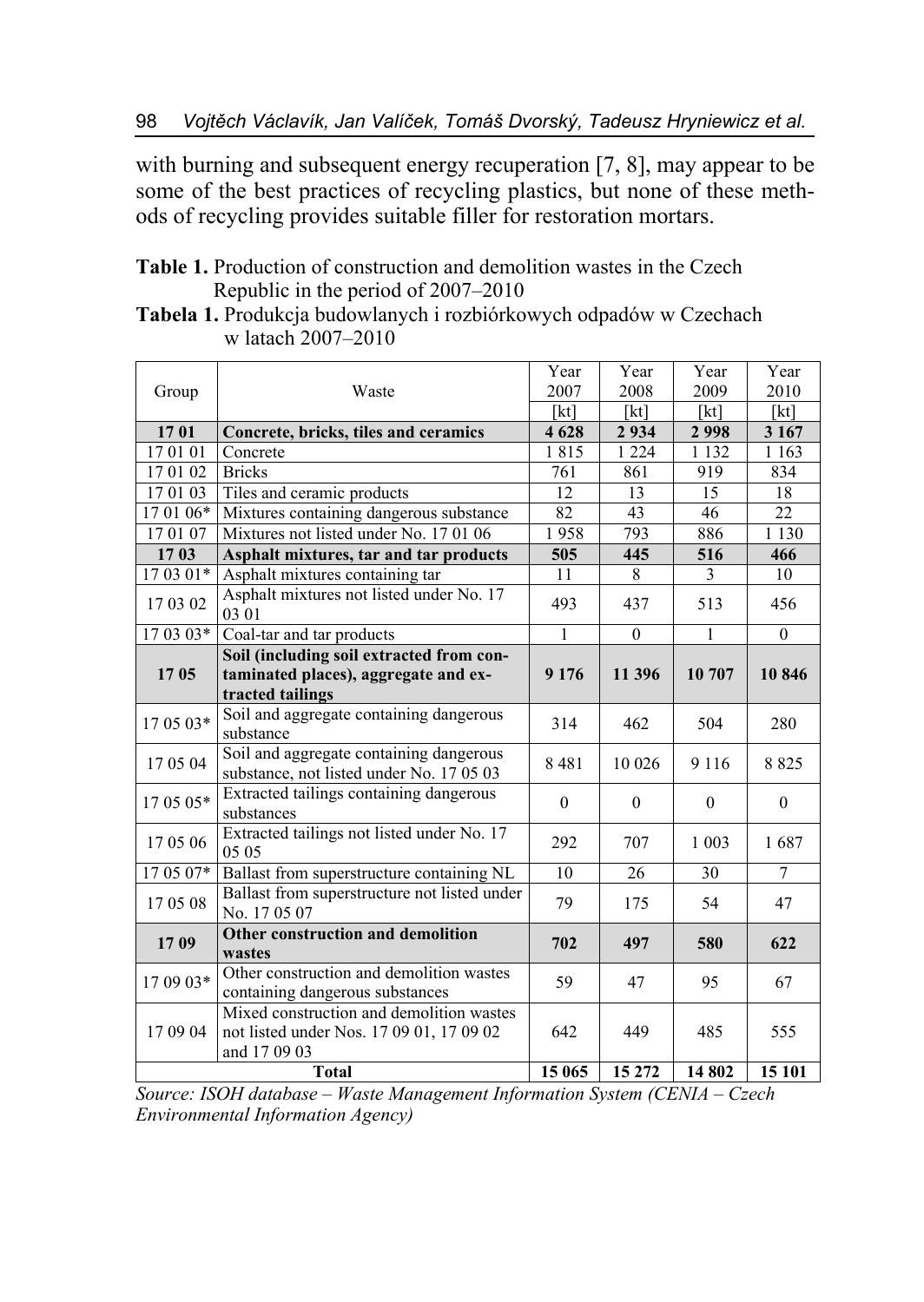with burning and subsequent energy recuperation [7, 8], may appear to be some of the best practices of recycling plastics, but none of these methods of recycling provides suitable filler for restoration mortars.

**Table 1.** Production of construction and demolition wastes in the Czech Republic in the period of 2007–2010

**Tabela 1.** Produkcja budowlanych i rozbiórkowych odpadów w Czechach w latach 2007–2010

| Group | Waste | Year 2007 [kt] | Year 2008 [kt] | Year 2009 [kt] | Year 2010 [kt] |
|---|---|---|---|---|---|
| **17 01** | **Concrete, bricks, tiles and ceramics** | **4 628** | **2 934** | **2 998** | **3 167** |
| 17 01 01 | Concrete | 1 815 | 1 224 | 1 132 | 1 163 |
| 17 01 02 | Bricks | 761 | 861 | 919 | 834 |
| 17 01 03 | Tiles and ceramic products | 12 | 13 | 15 | 18 |
| 17 01 06* | Mixtures containing dangerous substance | 82 | 43 | 46 | 22 |
| 17 01 07 | Mixtures not listed under No. 17 01 06 | 1 958 | 793 | 886 | 1 130 |
| **17 03** | **Asphalt mixtures, tar and tar products** | **505** | **445** | **516** | **466** |
| 17 03 01* | Asphalt mixtures containing tar | 11 | 8 | 3 | 10 |
| 17 03 02 | Asphalt mixtures not listed under No. 17 03 01 | 493 | 437 | 513 | 456 |
| 17 03 03* | Coal-tar and tar products | 1 | 0 | 1 | 0 |
| **17 05** | **Soil (including soil extracted from contaminated places), aggregate and extracted tailings** | **9 176** | **11 396** | **10 707** | **10 846** |
| 17 05 03* | Soil and aggregate containing dangerous substance | 314 | 462 | 504 | 280 |
| 17 05 04 | Soil and aggregate containing dangerous substance, not listed under No. 17 05 03 | 8 481 | 10 026 | 9 116 | 8 825 |
| 17 05 05* | Extracted tailings containing dangerous substances | 0 | 0 | 0 | 0 |
| 17 05 06 | Extracted tailings not listed under No. 17 05 05 | 292 | 707 | 1 003 | 1 687 |
| 17 05 07* | Ballast from superstructure containing NL | 10 | 26 | 30 | 7 |
| 17 05 08 | Ballast from superstructure not listed under No. 17 05 07 | 79 | 175 | 54 | 47 |
| **17 09** | **Other construction and demolition wastes** | **702** | **497** | **580** | **622** |
| 17 09 03* | Other construction and demolition wastes containing dangerous substances | 59 | 47 | 95 | 67 |
| 17 09 04 | Mixed construction and demolition wastes not listed under Nos. 17 09 01, 17 09 02 and 17 09 03 | 642 | 449 | 485 | 555 |
| **Total** | | **15 065** | **15 272** | **14 802** | **15 101** |

*Source: ISOH database – Waste Management Information System (CENIA – Czech Environmental Information Agency)*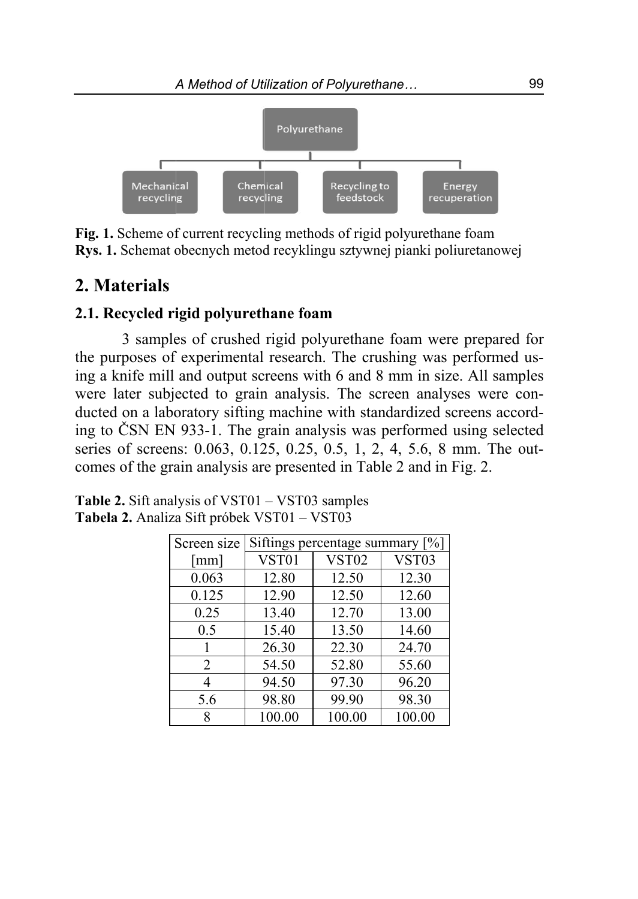Fig. 1. Scheme of current recycling methods of rigid polyurethane foam
Rys. 1. Schemat obecnych metod recyklingu sztywnej pianki poliuretanowej

## 2. Materials

### 2.1. Recycled rigid polyurethane foam

3 samples of crushed rigid polyurethane foam were prepared for the purposes of experimental research. The crushing was performed using a knife mill and output screens with 6 and 8 mm in size. All samples were later subjected to grain analysis. The screen analyses were conducted on a laboratory sifting machine with standardized screens according to ČSN EN 933-1. The grain analysis was performed using selected series of screens: 0.063, 0.125, 0.25, 0.5, 1, 2, 4, 5.6, 8 mm. The outcomes of the grain analysis are presented in Table 2 and in Fig. 2.

**Table 2.** Sift analysis of VST01 – VST03 samples
**Tabela 2.** Analiza Sift próbek VST01 – VST03

| Screen size [mm] | Siftings percentage summary [%] | | |
|---|---|---|---|
| | VST01 | VST02 | VST03 |
| 0.063 | 12.80 | 12.50 | 12.30 |
| 0.125 | 12.90 | 12.50 | 12.60 |
| 0.25 | 13.40 | 12.70 | 13.00 |
| 0.5 | 15.40 | 13.50 | 14.60 |
| 1 | 26.30 | 22.30 | 24.70 |
| 2 | 54.50 | 52.80 | 55.60 |
| 4 | 94.50 | 97.30 | 96.20 |
| 5.6 | 98.80 | 99.90 | 98.30 |
| 8 | 100.00 | 100.00 | 100.00 |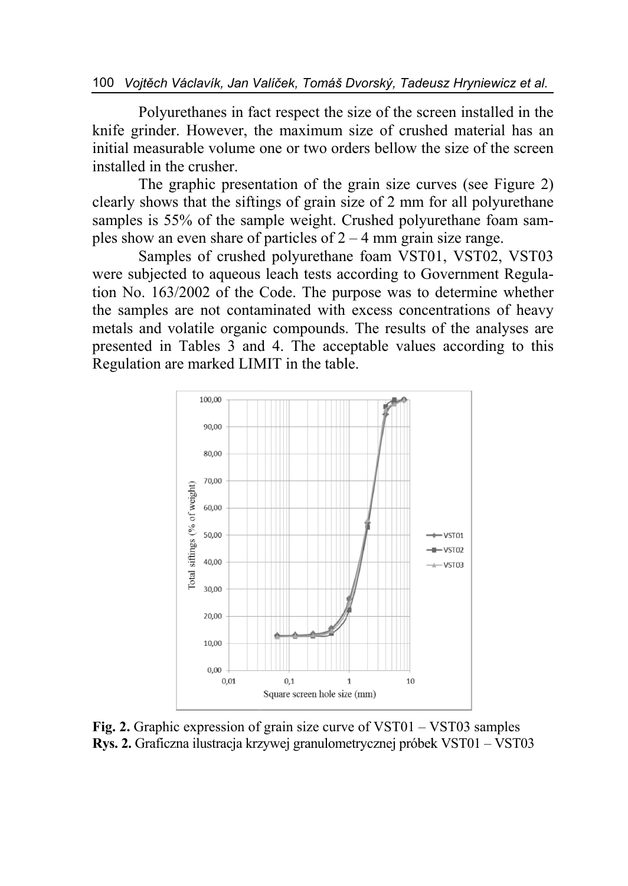Polyurethanes in fact respect the size of the screen installed in the knife grinder. However, the maximum size of crushed material has an initial measurable volume one or two orders bellow the size of the screen installed in the crusher.

The graphic presentation of the grain size curves (see Figure 2) clearly shows that the siftings of grain size of 2 mm for all polyurethane samples is 55% of the sample weight. Crushed polyurethane foam samples show an even share of particles of 2 – 4 mm grain size range.

Samples of crushed polyurethane foam VST01, VST02, VST03 were subjected to aqueous leach tests according to Government Regulation No. 163/2002 of the Code. The purpose was to determine whether the samples are not contaminated with excess concentrations of heavy metals and volatile organic compounds. The results of the analyses are presented in Tables 3 and 4. The acceptable values according to this Regulation are marked LIMIT in the table.

**Fig. 2.** Graphic expression of grain size curve of VST01 – VST03 samples
**Rys. 2.** Graficzna ilustracja krzywej granulometrycznej próbek VST01 – VST03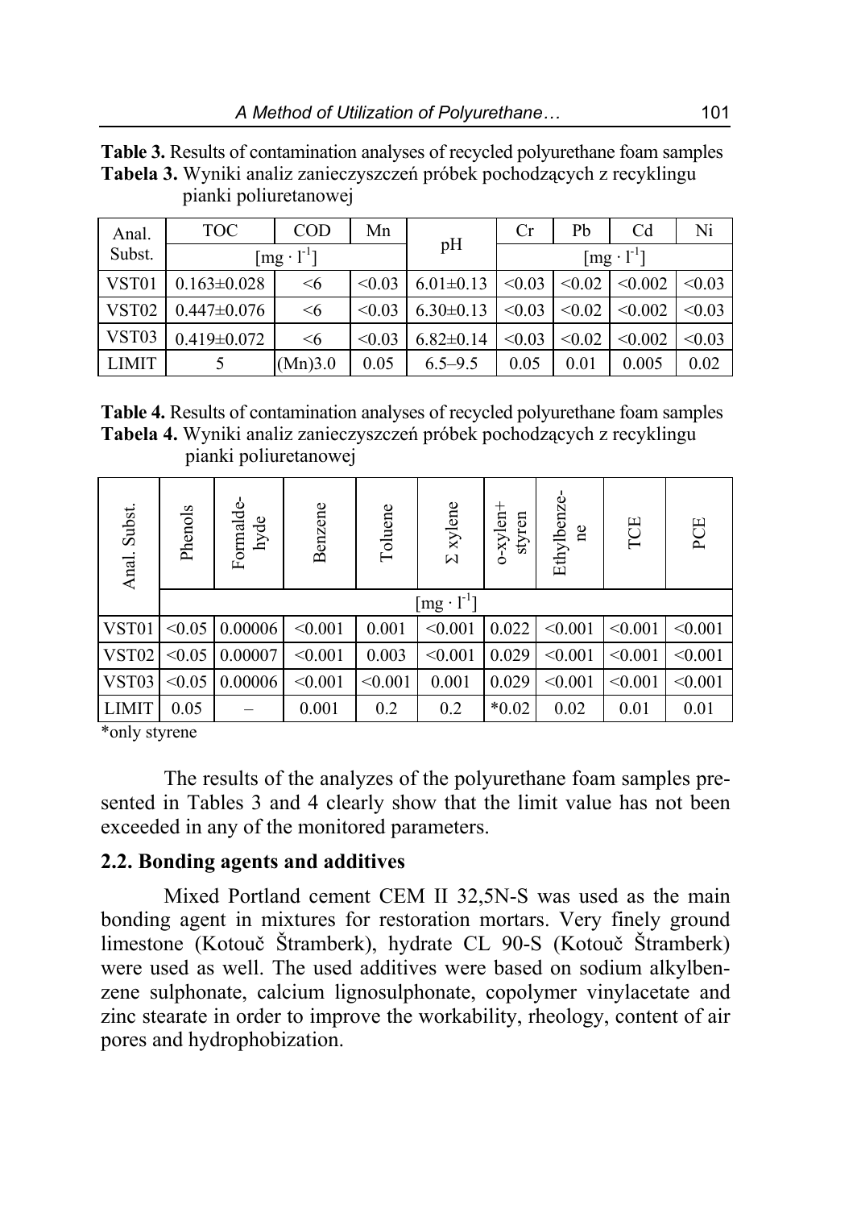**Table 3.** Results of contamination analyses of recycled polyurethane foam samples
**Tabela 3.** Wyniki analiz zanieczyszczeń próbek pochodzących z recyklingu pianki poliuretanowej

| Anal. Subst. | TOC | COD | Mn | pH | Cr | Pb | Cd | Ni |
|---|---|---|---|---|---|---|---|---|
| | $[mg \cdot l^{-1}]$ | | | | $[mg \cdot l^{-1}]$ | | | |
| VST01 | 0.163±0.028 | <6 | <0.03 | 6.01±0.13 | <0.03 | <0.02 | <0.002 | <0.03 |
| VST02 | 0.447±0.076 | <6 | <0.03 | 6.30±0.13 | <0.03 | <0.02 | <0.002 | <0.03 |
| VST03 | 0.419±0.072 | <6 | <0.03 | 6.82±0.14 | <0.03 | <0.02 | <0.002 | <0.03 |
| LIMIT | 5 | (Mn)3.0 | 0.05 | 6.5–9.5 | 0.05 | 0.01 | 0.005 | 0.02 |

**Table 4.** Results of contamination analyses of recycled polyurethane foam samples
**Tabela 4.** Wyniki analiz zanieczyszczeń próbek pochodzących z recyklingu pianki poliuretanowej

| Anal. Subst. | Phenols | Formaldehyde | Benzene | Toluene | Σ xylene | o-xylen+styren | Ethylbenzene | TCE | PCE |
|---|---|---|---|---|---|---|---|---|---|
| | $[mg \cdot l^{-1}]$ | | | | | | | | |
| VST01 | <0.05 | 0.00006 | <0.001 | 0.001 | <0.001 | 0.022 | <0.001 | <0.001 | <0.001 |
| VST02 | <0.05 | 0.00007 | <0.001 | 0.003 | <0.001 | 0.029 | <0.001 | <0.001 | <0.001 |
| VST03 | <0.05 | 0.00006 | <0.001 | <0.001 | 0.001 | 0.029 | <0.001 | <0.001 | <0.001 |
| LIMIT | 0.05 | – | 0.001 | 0.2 | 0.2 | *0.02 | 0.02 | 0.01 | 0.01 |

*only styrene

The results of the analyzes of the polyurethane foam samples presented in Tables 3 and 4 clearly show that the limit value has not been exceeded in any of the monitored parameters.

### 2.2. Bonding agents and additives

Mixed Portland cement CEM II 32,5N-S was used as the main bonding agent in mixtures for restoration mortars. Very finely ground limestone (Kotouč Štramberk), hydrate CL 90-S (Kotouč Štramberk) were used as well. The used additives were based on sodium alkylbenzene sulphonate, calcium lignosulphonate, copolymer vinylacetate and zinc stearate in order to improve the workability, rheology, content of air pores and hydrophobization.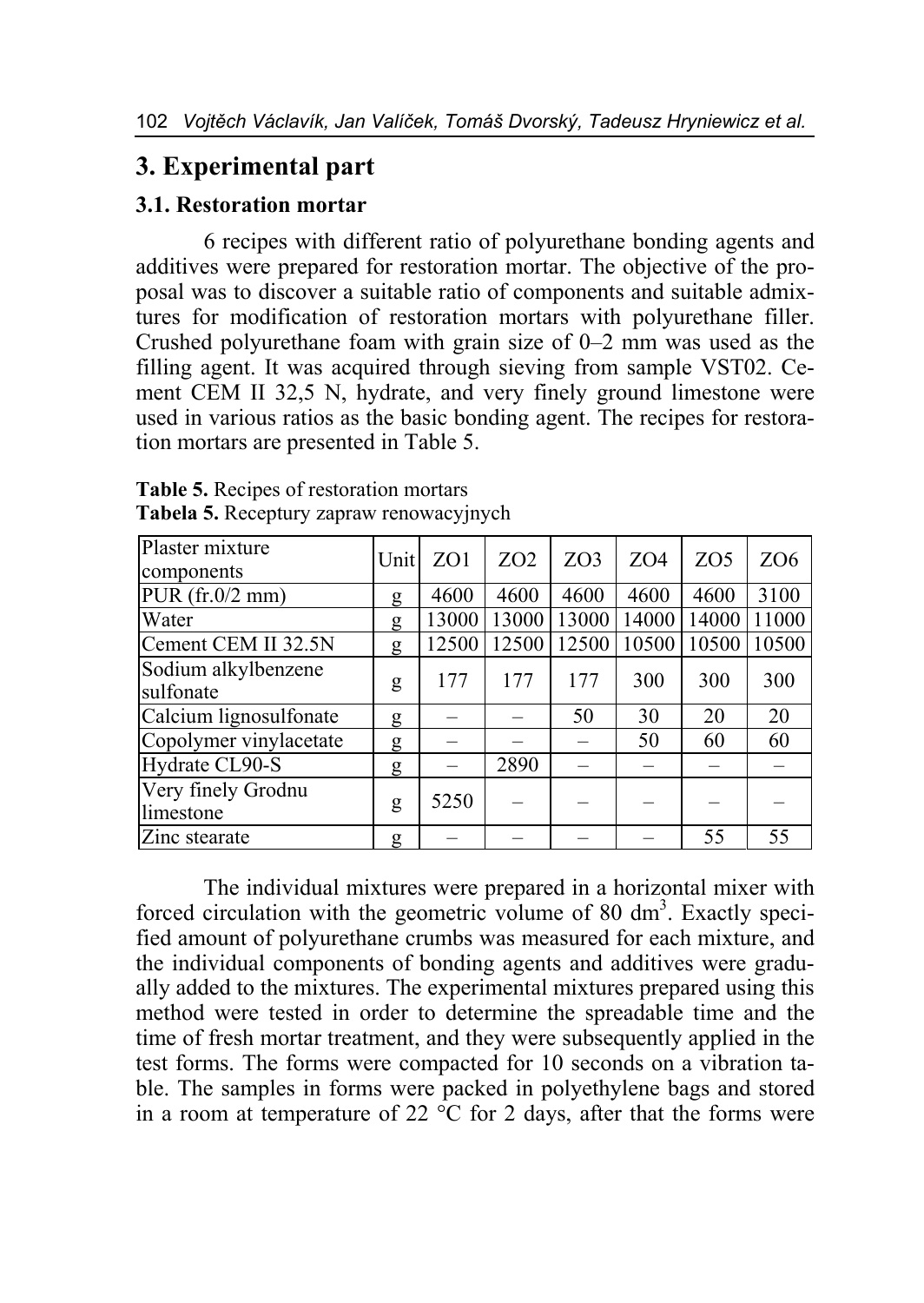## 3. Experimental part

### 3.1. Restoration mortar

6 recipes with different ratio of polyurethane bonding agents and additives were prepared for restoration mortar. The objective of the proposal was to discover a suitable ratio of components and suitable admixtures for modification of restoration mortars with polyurethane filler. Crushed polyurethane foam with grain size of 0–2 mm was used as the filling agent. It was acquired through sieving from sample VST02. Cement CEM II 32,5 N, hydrate, and very finely ground limestone were used in various ratios as the basic bonding agent. The recipes for restoration mortars are presented in Table 5.

**Table 5.** Recipes of restoration mortars
**Tabela 5.** Receptury zapraw renowacyjnych

| Plaster mixture components | Unit | ZO1 | ZO2 | ZO3 | ZO4 | ZO5 | ZO6 |
|---|---|---|---|---|---|---|---|
| PUR (fr.0/2 mm) | g | 4600 | 4600 | 4600 | 4600 | 4600 | 3100 |
| Water | g | 13000 | 13000 | 13000 | 14000 | 14000 | 11000 |
| Cement CEM II 32.5N | g | 12500 | 12500 | 12500 | 10500 | 10500 | 10500 |
| Sodium alkylbenzene sulfonate | g | 177 | 177 | 177 | 300 | 300 | 300 |
| Calcium lignosulfonate | g | – | – | 50 | 30 | 20 | 20 |
| Copolymer vinylacetate | g | – | – | – | 50 | 60 | 60 |
| Hydrate CL90-S | g | – | 2890 | – | – | – | – |
| Very finely Grodnu limestone | g | 5250 | – | – | – | – | – |
| Zinc stearate | g | – | – | – | – | 55 | 55 |

The individual mixtures were prepared in a horizontal mixer with forced circulation with the geometric volume of 80 $dm^3$. Exactly specified amount of polyurethane crumbs was measured for each mixture, and the individual components of bonding agents and additives were gradually added to the mixtures. The experimental mixtures prepared using this method were tested in order to determine the spreadable time and the time of fresh mortar treatment, and they were subsequently applied in the test forms. The forms were compacted for 10 seconds on a vibration table. The samples in forms were packed in polyethylene bags and stored in a room at temperature of 22 °C for 2 days, after that the forms were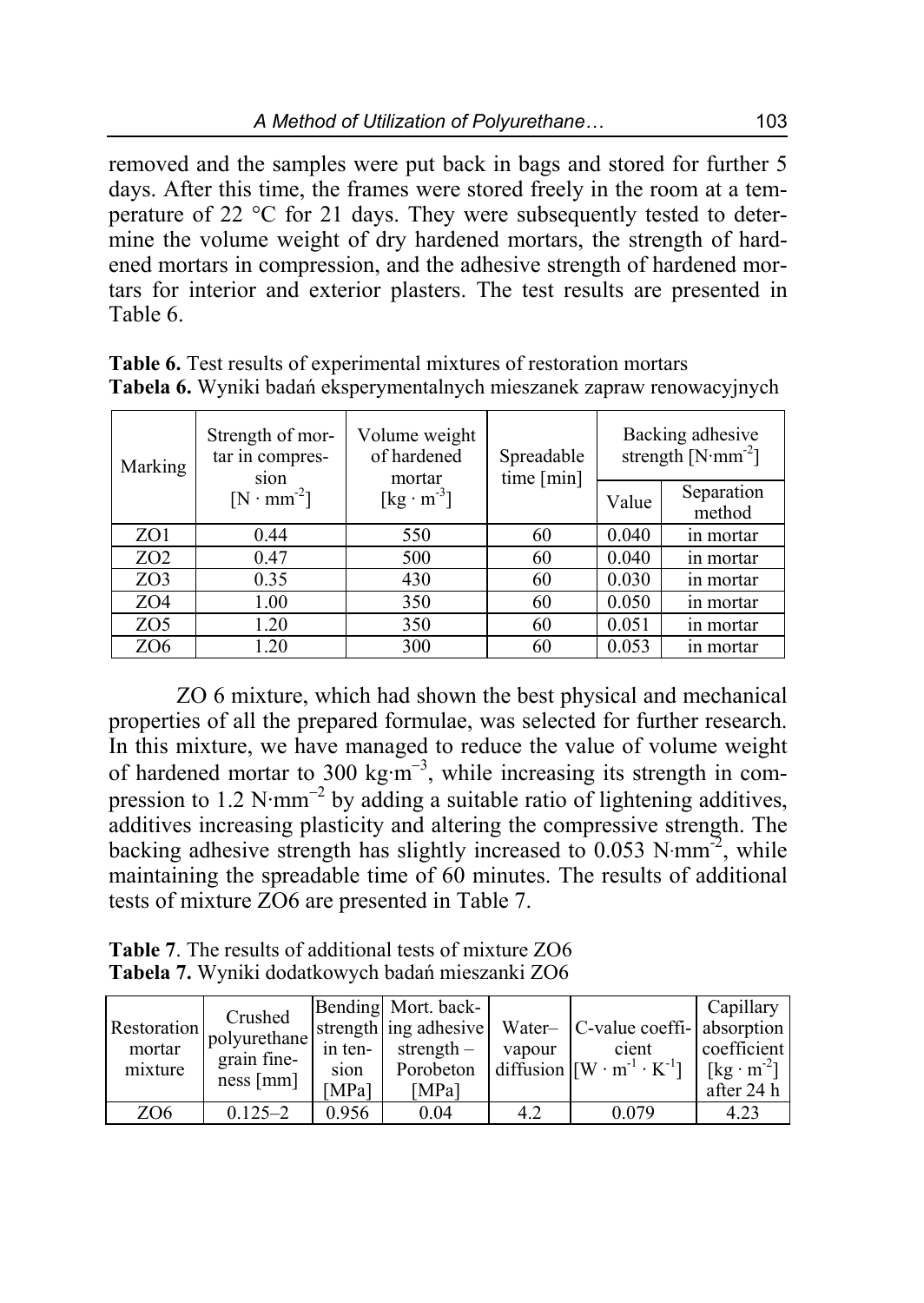removed and the samples were put back in bags and stored for further 5 days. After this time, the frames were stored freely in the room at a temperature of 22 °C for 21 days. They were subsequently tested to determine the volume weight of dry hardened mortars, the strength of hardened mortars in compression, and the adhesive strength of hardened mortars for interior and exterior plasters. The test results are presented in Table 6.

**Table 6.** Test results of experimental mixtures of restoration mortars
**Tabela 6.** Wyniki badań eksperymentalnych mieszanek zapraw renowacyjnych

| Marking | Strength of mortar in compression [$N \cdot mm^{-2}$] | Volume weight of hardened mortar [$kg \cdot m^{-3}$] | Spreadable time [min] | Backing adhesive strength [$N{\cdot}mm^{-2}$] | |
|---|---|---|---|---|---|
| | | | | Value | Separation method |
| ZO1 | 0.44 | 550 | 60 | 0.040 | in mortar |
| ZO2 | 0.47 | 500 | 60 | 0.040 | in mortar |
| ZO3 | 0.35 | 430 | 60 | 0.030 | in mortar |
| ZO4 | 1.00 | 350 | 60 | 0.050 | in mortar |
| ZO5 | 1.20 | 350 | 60 | 0.051 | in mortar |
| ZO6 | 1.20 | 300 | 60 | 0.053 | in mortar |

ZO 6 mixture, which had shown the best physical and mechanical properties of all the prepared formulae, was selected for further research. In this mixture, we have managed to reduce the value of volume weight of hardened mortar to 300 $kg{\cdot}m^{-3}$, while increasing its strength in compression to 1.2 $N{\cdot}mm^{-2}$ by adding a suitable ratio of lightening additives, additives increasing plasticity and altering the compressive strength. The backing adhesive strength has slightly increased to 0.053 $N{\cdot}mm^{-2}$, while maintaining the spreadable time of 60 minutes. The results of additional tests of mixture ZO6 are presented in Table 7.

**Table 7**. The results of additional tests of mixture ZO6
**Tabela 7.** Wyniki dodatkowych badań mieszanki ZO6

| Restoration mortar mixture | Crushed polyurethane grain fineness [mm] | Bending strength in tension [MPa] | Mort. backing adhesive strength – Porobeton [MPa] | Water– vapour diffusion | C-value coefficient [$W \cdot m^{-1} \cdot K^{-1}$] | Capillary absorption coefficient [$kg \cdot m^{-2}$] after 24 h |
|---|---|---|---|---|---|---|
| ZO6 | 0.125–2 | 0.956 | 0.04 | 4.2 | 0.079 | 4.23 |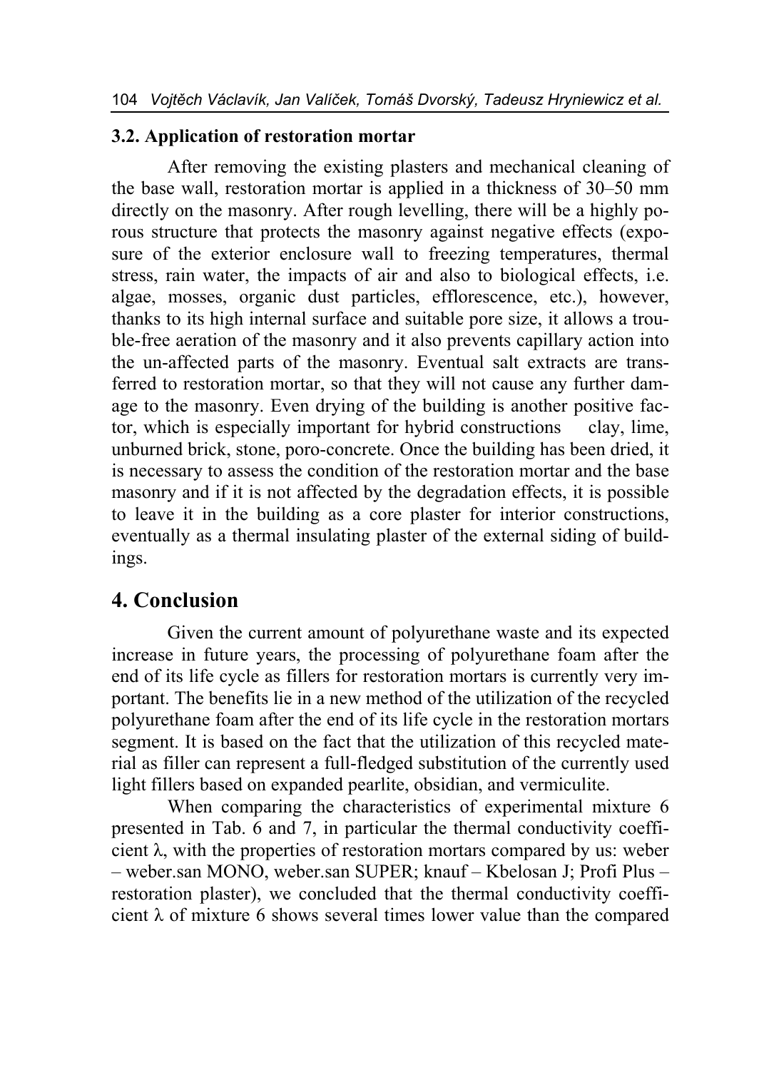### 3.2. Application of restoration mortar

After removing the existing plasters and mechanical cleaning of the base wall, restoration mortar is applied in a thickness of 30–50 mm directly on the masonry. After rough levelling, there will be a highly porous structure that protects the masonry against negative effects (exposure of the exterior enclosure wall to freezing temperatures, thermal stress, rain water, the impacts of air and also to biological effects, i.e. algae, mosses, organic dust particles, efflorescence, etc.), however, thanks to its high internal surface and suitable pore size, it allows a trouble-free aeration of the masonry and it also prevents capillary action into the un-affected parts of the masonry. Eventual salt extracts are transferred to restoration mortar, so that they will not cause any further damage to the masonry. Even drying of the building is another positive factor, which is especially important for hybrid constructions clay, lime, unburned brick, stone, poro-concrete. Once the building has been dried, it is necessary to assess the condition of the restoration mortar and the base masonry and if it is not affected by the degradation effects, it is possible to leave it in the building as a core plaster for interior constructions, eventually as a thermal insulating plaster of the external siding of buildings.

## 4. Conclusion

Given the current amount of polyurethane waste and its expected increase in future years, the processing of polyurethane foam after the end of its life cycle as fillers for restoration mortars is currently very important. The benefits lie in a new method of the utilization of the recycled polyurethane foam after the end of its life cycle in the restoration mortars segment. It is based on the fact that the utilization of this recycled material as filler can represent a full-fledged substitution of the currently used light fillers based on expanded pearlite, obsidian, and vermiculite.

When comparing the characteristics of experimental mixture 6 presented in Tab. 6 and 7, in particular the thermal conductivity coefficient $\lambda$, with the properties of restoration mortars compared by us: weber – weber.san MONO, weber.san SUPER; knauf – Kbelosan J; Profi Plus – restoration plaster), we concluded that the thermal conductivity coefficient $\lambda$ of mixture 6 shows several times lower value than the compared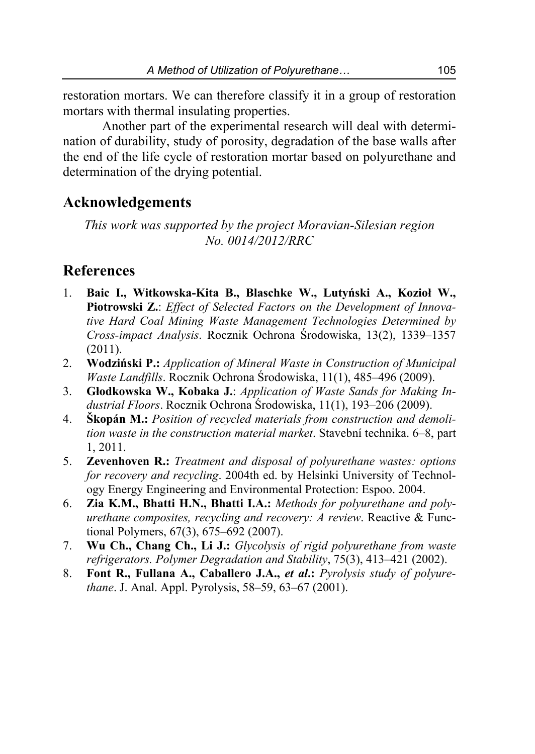restoration mortars. We can therefore classify it in a group of restoration mortars with thermal insulating properties.

Another part of the experimental research will deal with determination of durability, study of porosity, degradation of the base walls after the end of the life cycle of restoration mortar based on polyurethane and determination of the drying potential.

## Acknowledgements

*This work was supported by the project Moravian-Silesian region No. 0014/2012/RRC*

## References

1. **Baic I., Witkowska-Kita B., Blaschke W., Lutyński A., Kozioł W., Piotrowski Z.**: *Effect of Selected Factors on the Development of Innovative Hard Coal Mining Waste Management Technologies Determined by Cross-impact Analysis*. Rocznik Ochrona Środowiska, 13(2), 1339–1357 (2011).
2. **Wodziński P.:** *Application of Mineral Waste in Construction of Municipal Waste Landfills*. Rocznik Ochrona Środowiska, 11(1), 485–496 (2009).
3. **Głodkowska W., Kobaka J.**: *Application of Waste Sands for Making Industrial Floors*. Rocznik Ochrona Środowiska, 11(1), 193–206 (2009).
4. **Škopán M.:** *Position of recycled materials from construction and demolition waste in the construction material market*. Stavební technika. 6–8, part 1, 2011.
5. **Zevenhoven R.:** *Treatment and disposal of polyurethane wastes: options for recovery and recycling*. 2004th ed. by Helsinki University of Technology Energy Engineering and Environmental Protection: Espoo. 2004.
6. **Zia K.M., Bhatti H.N., Bhatti I.A.:** *Methods for polyurethane and polyurethane composites, recycling and recovery: A review*. Reactive & Functional Polymers, 67(3), 675–692 (2007).
7. **Wu Ch., Chang Ch., Li J.:** *Glycolysis of rigid polyurethane from waste refrigerators. Polymer Degradation and Stability*, 75(3), 413–421 (2002).
8. **Font R., Fullana A., Caballero J.A., *et al*.:** *Pyrolysis study of polyurethane*. J. Anal. Appl. Pyrolysis, 58–59, 63–67 (2001).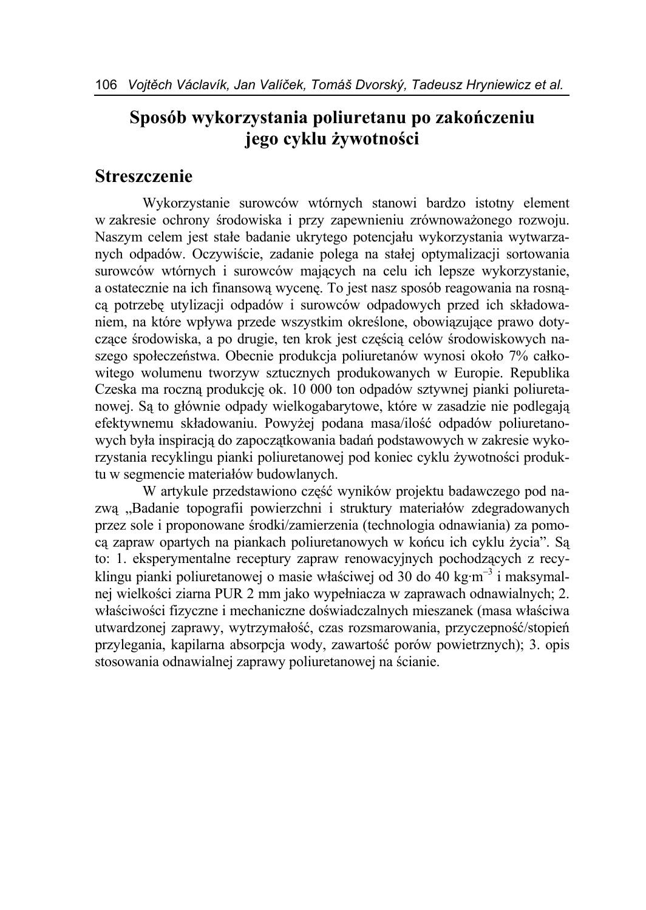# Sposób wykorzystania poliuretanu po zakończeniu jego cyklu żywotności

## Streszczenie

Wykorzystanie surowców wtórnych stanowi bardzo istotny element w zakresie ochrony środowiska i przy zapewnieniu zrównoważonego rozwoju. Naszym celem jest stałe badanie ukrytego potencjału wykorzystania wytwarzanych odpadów. Oczywiście, zadanie polega na stałej optymalizacji sortowania surowców wtórnych i surowców mających na celu ich lepsze wykorzystanie, a ostatecznie na ich finansową wycenę. To jest nasz sposób reagowania na rosnącą potrzebę utylizacji odpadów i surowców odpadowych przed ich składowaniem, na które wpływa przede wszystkim określone, obowiązujące prawo dotyczące środowiska, a po drugie, ten krok jest częścią celów środowiskowych naszego społeczeństwa. Obecnie produkcja poliuretanów wynosi około 7% całkowitego wolumenu tworzyw sztucznych produkowanych w Europie. Republika Czeska ma roczną produkcję ok. 10 000 ton odpadów sztywnej pianki poliuretanowej. Są to głównie odpady wielkogabarytowe, które w zasadzie nie podlegają efektywnemu składowaniu. Powyżej podana masa/ilość odpadów poliuretanowych była inspiracją do zapoczątkowania badań podstawowych w zakresie wykorzystania recyklingu pianki poliuretanowej pod koniec cyklu żywotności produktu w segmencie materiałów budowlanych.

W artykule przedstawiono część wyników projektu badawczego pod nazwą „Badanie topografii powierzchni i struktury materiałów zdegradowanych przez sole i proponowane środki/zamierzenia (technologia odnawiania) za pomocą zapraw opartych na piankach poliuretanowych w końcu ich cyklu życia". Są to: 1. eksperymentalne receptury zapraw renowacyjnych pochodzących z recyklingu pianki poliuretanowej o masie właściwej od 30 do 40 $kg{\cdot}m^{-3}$ i maksymalnej wielkości ziarna PUR 2 mm jako wypełniacza w zaprawach odnawialnych; 2. właściwości fizyczne i mechaniczne doświadczalnych mieszanek (masa właściwa utwardzonej zaprawy, wytrzymałość, czas rozsmarowania, przyczepność/stopień przylegania, kapilarna absorpcja wody, zawartość porów powietrznych); 3. opis stosowania odnawialnej zaprawy poliuretanowej na ścianie.